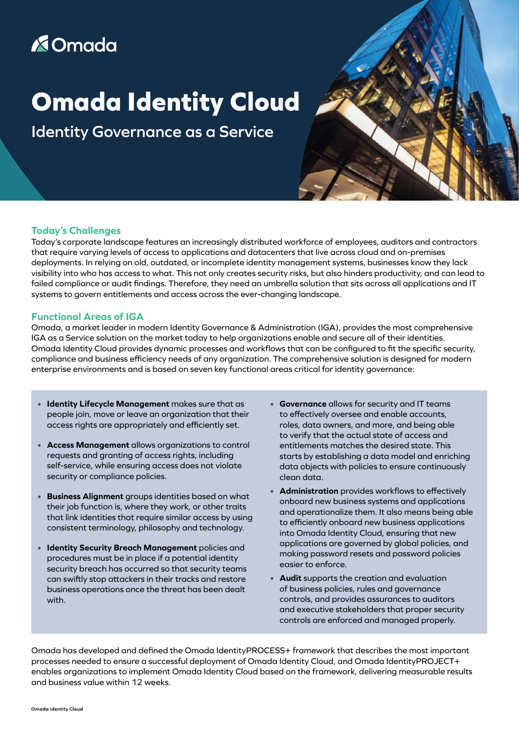Omada

# Omada Identity Cloud

## Identity Governance as a Service

### Today's Challenges

Today's corporate landscape features an increasingly distributed workforce of employees, auditors and contractors that require varying levels of access to applications and datacenters that live across cloud and on-premises deployments. In relying on old, outdated, or incomplete identity management systems, businesses know they lack visibility into who has access to what. This not only creates security risks, but also hinders productivity, and can lead to failed compliance or audit findings. Therefore, they need an umbrella solution that sits across all applications and IT systems to govern entitlements and access across the ever-changing landscape.

### Functional Areas of IGA

Omada, a market leader in modern Identity Governance & Administration (IGA), provides the most comprehensive IGA as a Service solution on the market today to help organizations enable and secure all of their identities. Omada Identity Cloud provides dynamic processes and workflows that can be configured to fit the specific security, compliance and business efficiency needs of any organization. The comprehensive solution is designed for modern enterprise environments and is based on seven key functional areas critical for identity governance:

- **Identity Lifecycle Management** makes sure that as people join, move or leave an organization that their access rights are appropriately and efficiently set.
- **Access Management** allows organizations to control requests and granting of access rights, including self-service, while ensuring access does not violate security or compliance policies.
- **Business Alignment** groups identities based on what their job function is, where they work, or other traits that link identities that require similar access by using consistent terminology, philosophy and technology.
- **Identity Security Breach Management** policies and procedures must be in place if a potential identity security breach has occurred so that security teams can swiftly stop attackers in their tracks and restore business operations once the threat has been dealt with.
- **Governance** allows for security and IT teams to effectively oversee and enable accounts, roles, data owners, and more, and being able to verify that the actual state of access and entitlements matches the desired state. This starts by establishing a data model and enriching data objects with policies to ensure continuously clean data.
- **Administration** provides workflows to effectively onboard new business systems and applications and operationalize them. It also means being able to efficiently onboard new business applications into Omada Identity Cloud, ensuring that new applications are governed by global policies, and making password resets and password policies easier to enforce.
- **Audit** supports the creation and evaluation of business policies, rules and governance controls, and provides assurances to auditors and executive stakeholders that proper security controls are enforced and managed properly.

Omada has developed and defined the Omada IdentityPROCESS+ framework that describes the most important processes needed to ensure a successful deployment of Omada Identity Cloud, and Omada IdentityPROJECT+ enables organizations to implement Omada Identity Cloud based on the framework, delivering measurable results and business value within 12 weeks.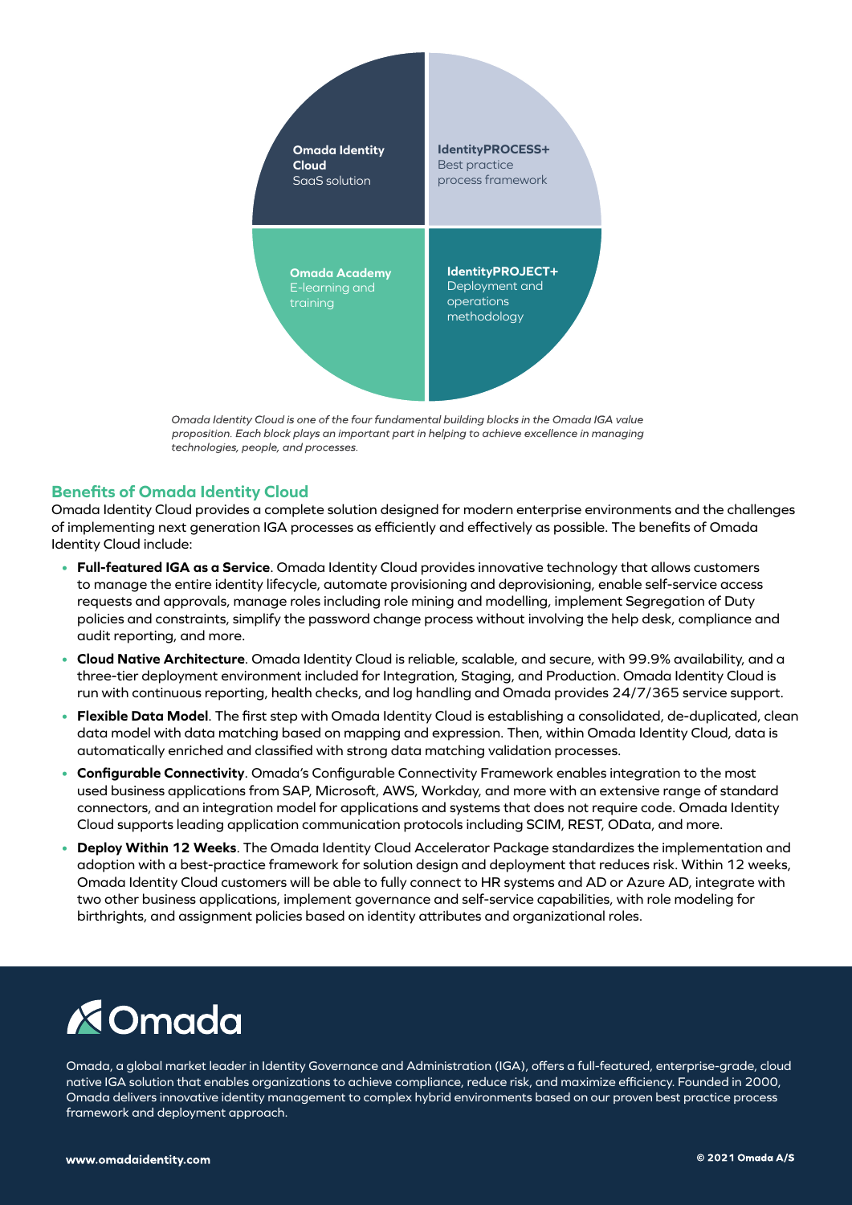**Omada Identity Cloud**
SaaS solution

**IdentityPROCESS+**
Best practice process framework

**Omada Academy**
E-learning and training

**IdentityPROJECT+**
Deployment and operations methodology

*Omada Identity Cloud is one of the four fundamental building blocks in the Omada IGA value proposition. Each block plays an important part in helping to achieve excellence in managing technologies, people, and processes.*

## Benefits of Omada Identity Cloud

Omada Identity Cloud provides a complete solution designed for modern enterprise environments and the challenges of implementing next generation IGA processes as efficiently and effectively as possible. The benefits of Omada Identity Cloud include:

- **Full-featured IGA as a Service**. Omada Identity Cloud provides innovative technology that allows customers to manage the entire identity lifecycle, automate provisioning and deprovisioning, enable self-service access requests and approvals, manage roles including role mining and modelling, implement Segregation of Duty policies and constraints, simplify the password change process without involving the help desk, compliance and audit reporting, and more.
- **Cloud Native Architecture**. Omada Identity Cloud is reliable, scalable, and secure, with 99.9% availability, and a three-tier deployment environment included for Integration, Staging, and Production. Omada Identity Cloud is run with continuous reporting, health checks, and log handling and Omada provides 24/7/365 service support.
- **Flexible Data Model**. The first step with Omada Identity Cloud is establishing a consolidated, de-duplicated, clean data model with data matching based on mapping and expression. Then, within Omada Identity Cloud, data is automatically enriched and classified with strong data matching validation processes.
- **Configurable Connectivity**. Omada's Configurable Connectivity Framework enables integration to the most used business applications from SAP, Microsoft, AWS, Workday, and more with an extensive range of standard connectors, and an integration model for applications and systems that does not require code. Omada Identity Cloud supports leading application communication protocols including SCIM, REST, OData, and more.
- **Deploy Within 12 Weeks**. The Omada Identity Cloud Accelerator Package standardizes the implementation and adoption with a best-practice framework for solution design and deployment that reduces risk. Within 12 weeks, Omada Identity Cloud customers will be able to fully connect to HR systems and AD or Azure AD, integrate with two other business applications, implement governance and self-service capabilities, with role modeling for birthrights, and assignment policies based on identity attributes and organizational roles.

Omada

Omada, a global market leader in Identity Governance and Administration (IGA), offers a full-featured, enterprise-grade, cloud native IGA solution that enables organizations to achieve compliance, reduce risk, and maximize efficiency. Founded in 2000, Omada delivers innovative identity management to complex hybrid environments based on our proven best practice process framework and deployment approach.

**www.omadaidentity.com**

**© 2021 Omada A/S**